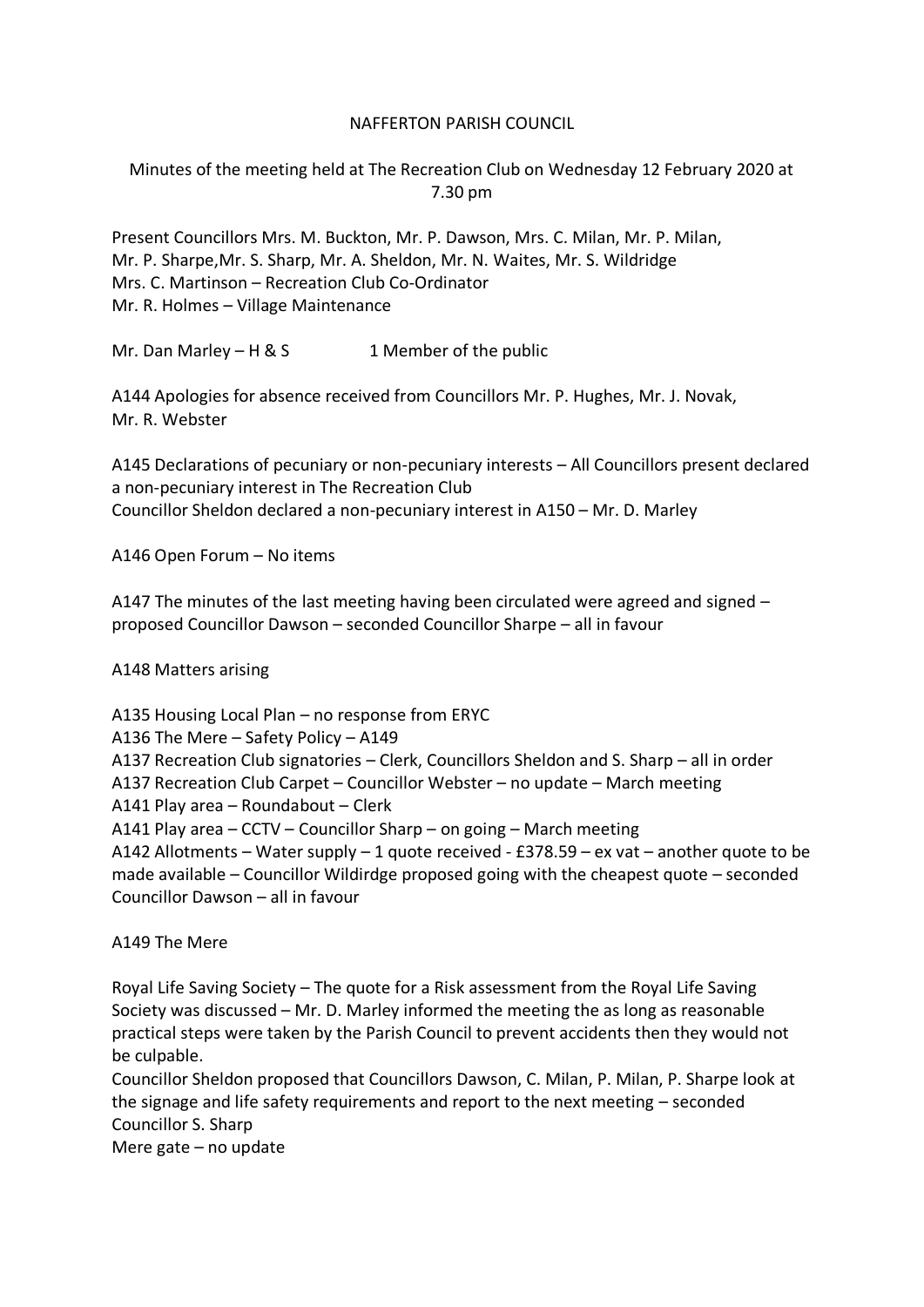NAFFERTON PARISH COUNCIL

Minutes of the meeting held at The Recreation Club on Wednesday 12 February 2020 at 7.30 pm

Present Councillors Mrs. M. Buckton, Mr. P. Dawson, Mrs. C. Milan, Mr. P. Milan, Mr. P. Sharpe,Mr. S. Sharp, Mr. A. Sheldon, Mr. N. Waites, Mr. S. Wildridge
Mrs. C. Martinson – Recreation Club Co-Ordinator
Mr. R. Holmes – Village Maintenance

Mr. Dan Marley – H & S          1 Member of the public

A144 Apologies for absence received from Councillors Mr. P. Hughes, Mr. J. Novak, Mr. R. Webster

A145 Declarations of pecuniary or non-pecuniary interests – All Councillors present declared a non-pecuniary interest in The Recreation Club
Councillor Sheldon declared a non-pecuniary interest in A150 – Mr. D. Marley

A146 Open Forum – No items

A147 The minutes of the last meeting having been circulated were agreed and signed – proposed Councillor Dawson – seconded Councillor Sharpe – all in favour

A148 Matters arising

A135 Housing Local Plan – no response from ERYC
A136 The Mere – Safety Policy – A149
A137 Recreation Club signatories – Clerk, Councillors Sheldon and S. Sharp – all in order
A137 Recreation Club Carpet – Councillor Webster – no update – March meeting
A141 Play area – Roundabout – Clerk
A141 Play area – CCTV – Councillor Sharp – on going – March meeting
A142 Allotments – Water supply – 1 quote received - £378.59 – ex vat – another quote to be made available – Councillor Wildirdge proposed going with the cheapest quote – seconded Councillor Dawson – all in favour

A149 The Mere

Royal Life Saving Society – The quote for a Risk assessment from the Royal Life Saving Society was discussed – Mr. D. Marley informed the meeting the as long as reasonable practical steps were taken by the Parish Council to prevent accidents then they would not be culpable.
Councillor Sheldon proposed that Councillors Dawson, C. Milan, P. Milan, P. Sharpe look at the signage and life safety requirements and report to the next meeting – seconded Councillor S. Sharp
Mere gate – no update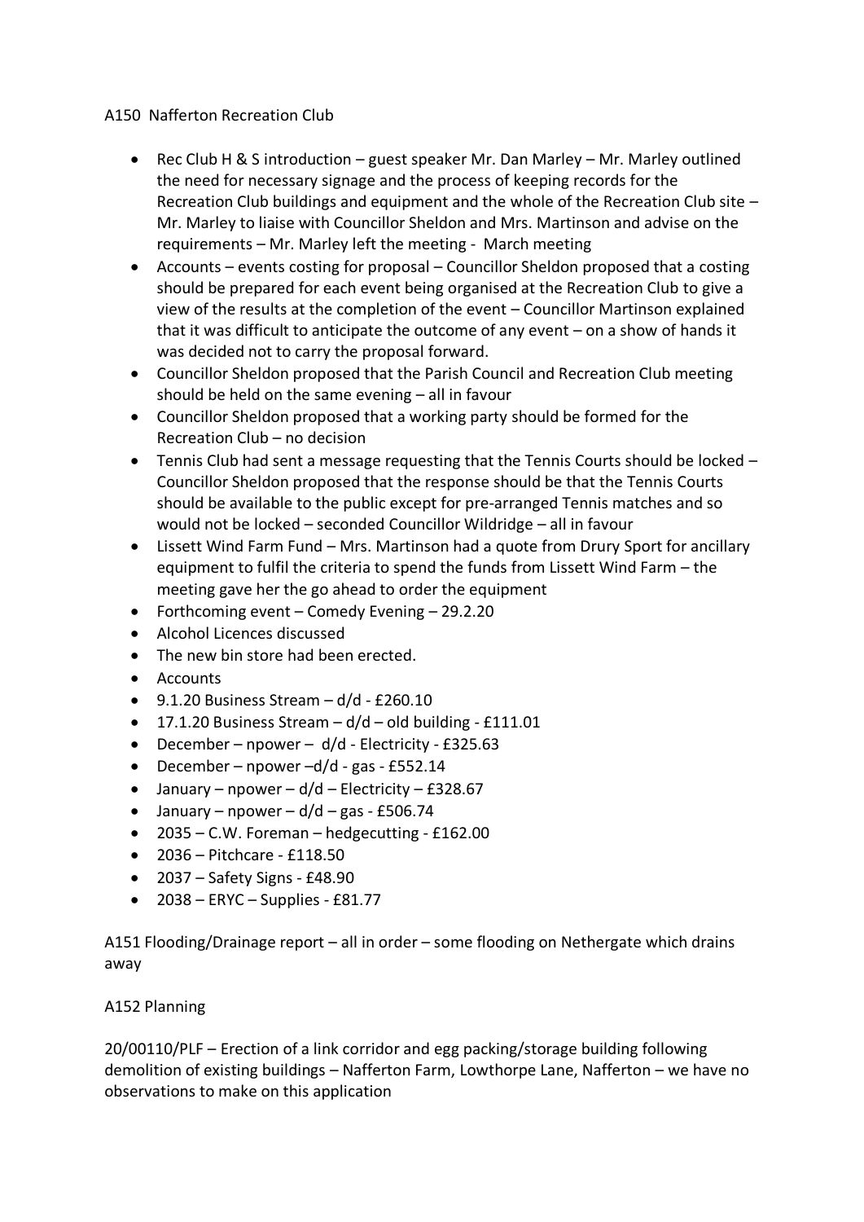A150 Nafferton Recreation Club

- Rec Club H & S introduction – guest speaker Mr. Dan Marley – Mr. Marley outlined the need for necessary signage and the process of keeping records for the Recreation Club buildings and equipment and the whole of the Recreation Club site – Mr. Marley to liaise with Councillor Sheldon and Mrs. Martinson and advise on the requirements – Mr. Marley left the meeting - March meeting
- Accounts – events costing for proposal – Councillor Sheldon proposed that a costing should be prepared for each event being organised at the Recreation Club to give a view of the results at the completion of the event – Councillor Martinson explained that it was difficult to anticipate the outcome of any event – on a show of hands it was decided not to carry the proposal forward.
- Councillor Sheldon proposed that the Parish Council and Recreation Club meeting should be held on the same evening – all in favour
- Councillor Sheldon proposed that a working party should be formed for the Recreation Club – no decision
- Tennis Club had sent a message requesting that the Tennis Courts should be locked – Councillor Sheldon proposed that the response should be that the Tennis Courts should be available to the public except for pre-arranged Tennis matches and so would not be locked – seconded Councillor Wildridge – all in favour
- Lissett Wind Farm Fund – Mrs. Martinson had a quote from Drury Sport for ancillary equipment to fulfil the criteria to spend the funds from Lissett Wind Farm – the meeting gave her the go ahead to order the equipment
- Forthcoming event – Comedy Evening – 29.2.20
- Alcohol Licences discussed
- The new bin store had been erected.
- Accounts
- 9.1.20 Business Stream – d/d - £260.10
- 17.1.20 Business Stream – d/d – old building - £111.01
- December – npower – d/d - Electricity - £325.63
- December – npower –d/d - gas - £552.14
- January – npower – d/d – Electricity – £328.67
- January – npower – d/d – gas - £506.74
- 2035 – C.W. Foreman – hedgecutting - £162.00
- 2036 – Pitchcare - £118.50
- 2037 – Safety Signs - £48.90
- 2038 – ERYC – Supplies - £81.77

A151 Flooding/Drainage report – all in order – some flooding on Nethergate which drains away

A152 Planning

20/00110/PLF – Erection of a link corridor and egg packing/storage building following demolition of existing buildings – Nafferton Farm, Lowthorpe Lane, Nafferton – we have no observations to make on this application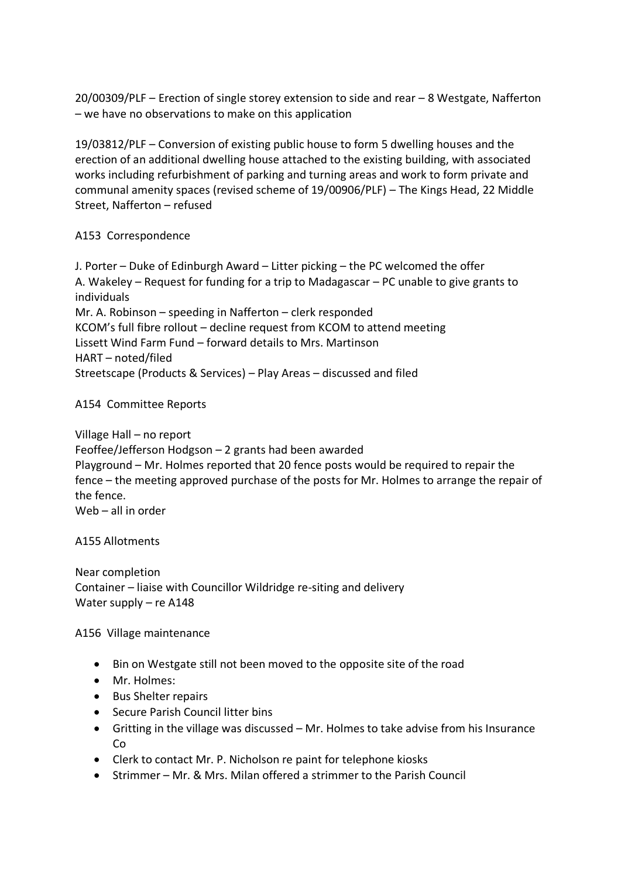20/00309/PLF – Erection of single storey extension to side and rear – 8 Westgate, Nafferton – we have no observations to make on this application

19/03812/PLF – Conversion of existing public house to form 5 dwelling houses and the erection of an additional dwelling house attached to the existing building, with associated works including refurbishment of parking and turning areas and work to form private and communal amenity spaces (revised scheme of 19/00906/PLF) – The Kings Head, 22 Middle Street, Nafferton – refused

A153 Correspondence

J. Porter – Duke of Edinburgh Award – Litter picking – the PC welcomed the offer
A. Wakeley – Request for funding for a trip to Madagascar – PC unable to give grants to individuals
Mr. A. Robinson – speeding in Nafferton – clerk responded
KCOM's full fibre rollout – decline request from KCOM to attend meeting
Lissett Wind Farm Fund – forward details to Mrs. Martinson
HART – noted/filed
Streetscape (Products & Services) – Play Areas – discussed and filed

A154 Committee Reports

Village Hall – no report
Feoffee/Jefferson Hodgson – 2 grants had been awarded
Playground – Mr. Holmes reported that 20 fence posts would be required to repair the fence – the meeting approved purchase of the posts for Mr. Holmes to arrange the repair of the fence.
Web – all in order

A155 Allotments

Near completion
Container – liaise with Councillor Wildridge re-siting and delivery
Water supply – re A148

A156 Village maintenance

- Bin on Westgate still not been moved to the opposite site of the road
- Mr. Holmes:
- Bus Shelter repairs
- Secure Parish Council litter bins
- Gritting in the village was discussed – Mr. Holmes to take advise from his Insurance Co
- Clerk to contact Mr. P. Nicholson re paint for telephone kiosks
- Strimmer – Mr. & Mrs. Milan offered a strimmer to the Parish Council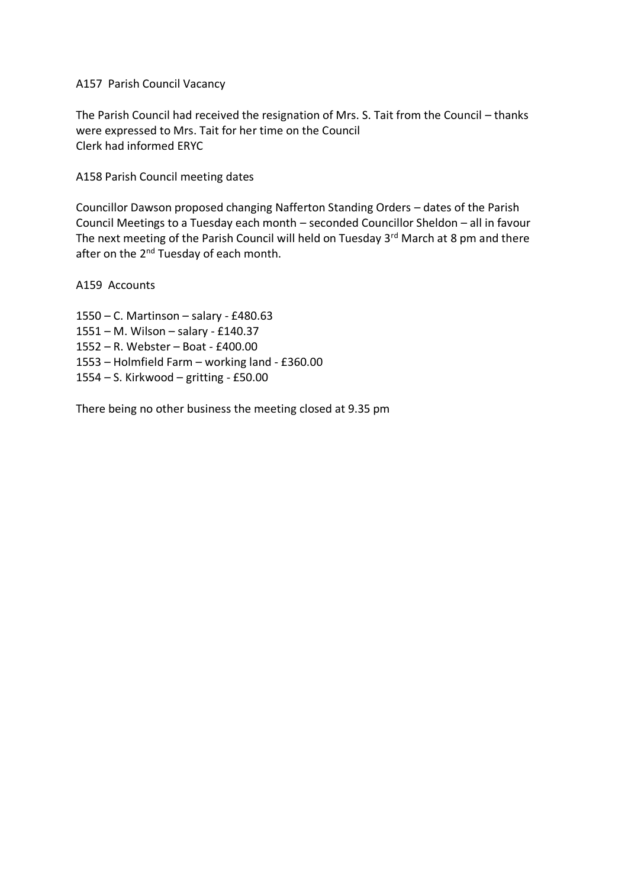A157 Parish Council Vacancy

The Parish Council had received the resignation of Mrs. S. Tait from the Council – thanks were expressed to Mrs. Tait for her time on the Council
Clerk had informed ERYC

A158 Parish Council meeting dates

Councillor Dawson proposed changing Nafferton Standing Orders – dates of the Parish Council Meetings to a Tuesday each month – seconded Councillor Sheldon – all in favour
The next meeting of the Parish Council will held on Tuesday 3rd March at 8 pm and there after on the 2nd Tuesday of each month.

A159 Accounts

1550 – C. Martinson – salary - £480.63
1551 – M. Wilson – salary - £140.37
1552 – R. Webster – Boat - £400.00
1553 – Holmfield Farm – working land - £360.00
1554 – S. Kirkwood – gritting - £50.00

There being no other business the meeting closed at 9.35 pm